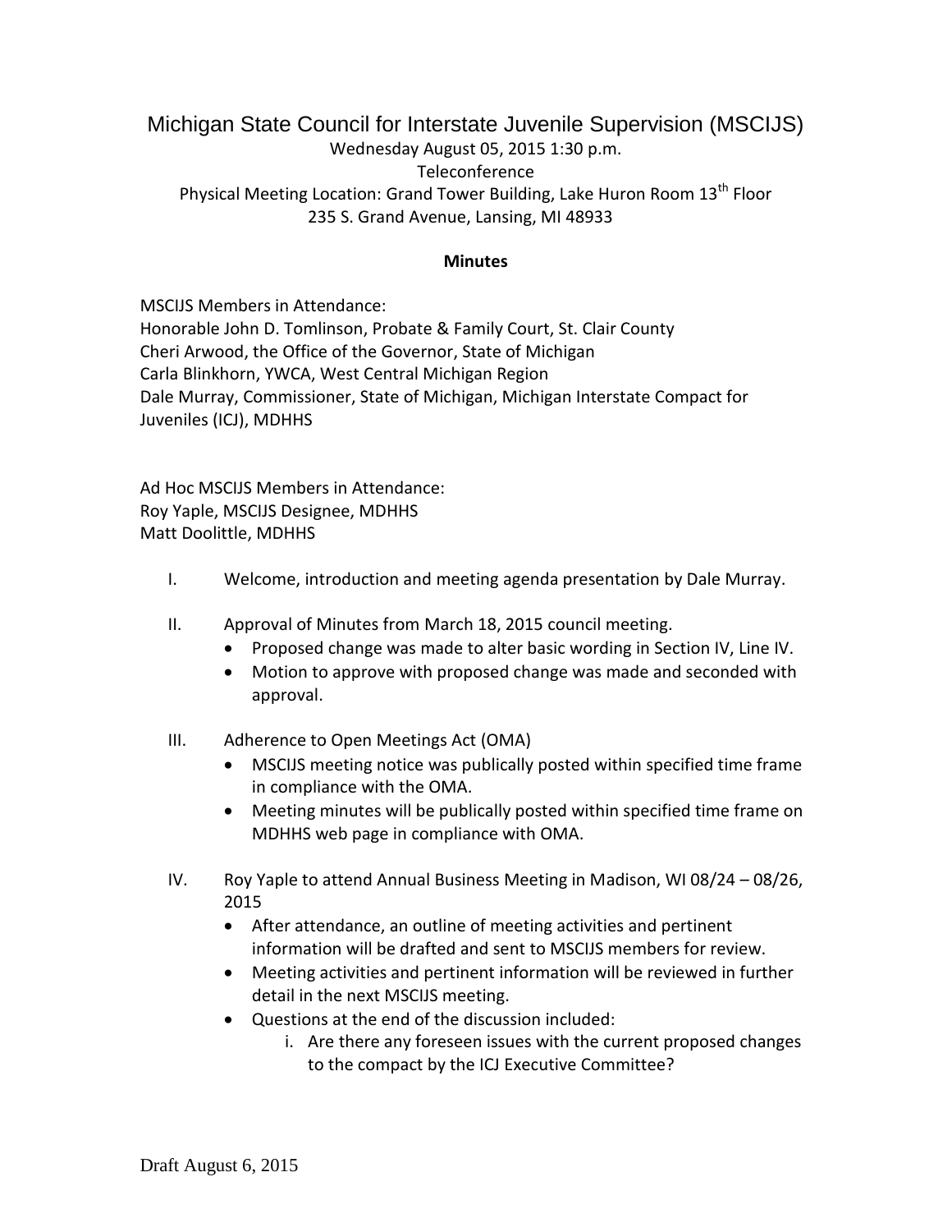# Michigan State Council for Interstate Juvenile Supervision (MSCIJS)

Wednesday August 05, 2015 1:30 p.m.

Teleconference

Physical Meeting Location: Grand Tower Building, Lake Huron Room 13th Floor

235 S. Grand Avenue, Lansing, MI 48933

**Minutes**

MSCIJS Members in Attendance:
Honorable John D. Tomlinson, Probate & Family Court, St. Clair County
Cheri Arwood, the Office of the Governor, State of Michigan
Carla Blinkhorn, YWCA, West Central Michigan Region
Dale Murray, Commissioner, State of Michigan, Michigan Interstate Compact for Juveniles (ICJ), MDHHS

Ad Hoc MSCIJS Members in Attendance:
Roy Yaple, MSCIJS Designee, MDHHS
Matt Doolittle, MDHHS

I. Welcome, introduction and meeting agenda presentation by Dale Murray.

II. Approval of Minutes from March 18, 2015 council meeting.
   - Proposed change was made to alter basic wording in Section IV, Line IV.
   - Motion to approve with proposed change was made and seconded with approval.

III. Adherence to Open Meetings Act (OMA)
   - MSCIJS meeting notice was publically posted within specified time frame in compliance with the OMA.
   - Meeting minutes will be publically posted within specified time frame on MDHHS web page in compliance with OMA.

IV. Roy Yaple to attend Annual Business Meeting in Madison, WI 08/24 – 08/26, 2015
   - After attendance, an outline of meeting activities and pertinent information will be drafted and sent to MSCIJS members for review.
   - Meeting activities and pertinent information will be reviewed in further detail in the next MSCIJS meeting.
   - Questions at the end of the discussion included:
      i. Are there any foreseen issues with the current proposed changes to the compact by the ICJ Executive Committee?

Draft August 6, 2015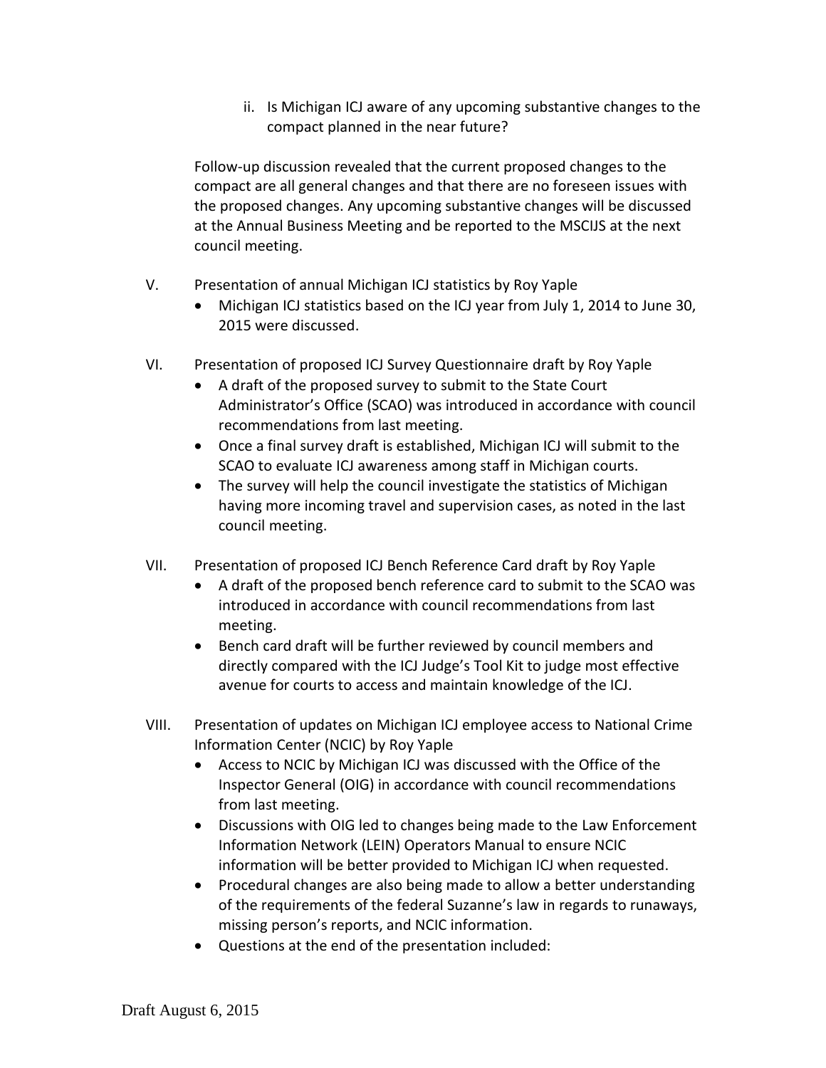ii. Is Michigan ICJ aware of any upcoming substantive changes to the compact planned in the near future?

Follow-up discussion revealed that the current proposed changes to the compact are all general changes and that there are no foreseen issues with the proposed changes. Any upcoming substantive changes will be discussed at the Annual Business Meeting and be reported to the MSCIJS at the next council meeting.

V. Presentation of annual Michigan ICJ statistics by Roy Yaple
   - Michigan ICJ statistics based on the ICJ year from July 1, 2014 to June 30, 2015 were discussed.

VI. Presentation of proposed ICJ Survey Questionnaire draft by Roy Yaple
   - A draft of the proposed survey to submit to the State Court Administrator's Office (SCAO) was introduced in accordance with council recommendations from last meeting.
   - Once a final survey draft is established, Michigan ICJ will submit to the SCAO to evaluate ICJ awareness among staff in Michigan courts.
   - The survey will help the council investigate the statistics of Michigan having more incoming travel and supervision cases, as noted in the last council meeting.

VII. Presentation of proposed ICJ Bench Reference Card draft by Roy Yaple
   - A draft of the proposed bench reference card to submit to the SCAO was introduced in accordance with council recommendations from last meeting.
   - Bench card draft will be further reviewed by council members and directly compared with the ICJ Judge's Tool Kit to judge most effective avenue for courts to access and maintain knowledge of the ICJ.

VIII. Presentation of updates on Michigan ICJ employee access to National Crime Information Center (NCIC) by Roy Yaple
   - Access to NCIC by Michigan ICJ was discussed with the Office of the Inspector General (OIG) in accordance with council recommendations from last meeting.
   - Discussions with OIG led to changes being made to the Law Enforcement Information Network (LEIN) Operators Manual to ensure NCIC information will be better provided to Michigan ICJ when requested.
   - Procedural changes are also being made to allow a better understanding of the requirements of the federal Suzanne's law in regards to runaways, missing person's reports, and NCIC information.
   - Questions at the end of the presentation included:

Draft August 6, 2015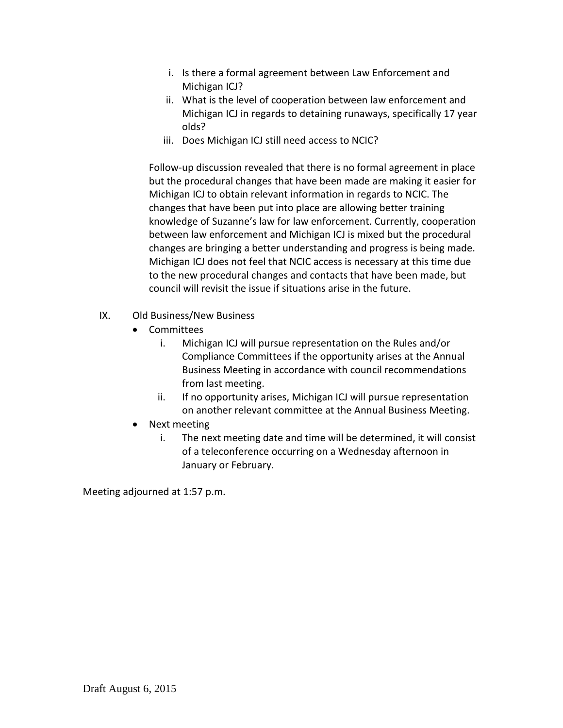i. Is there a formal agreement between Law Enforcement and Michigan ICJ?
ii. What is the level of cooperation between law enforcement and Michigan ICJ in regards to detaining runaways, specifically 17 year olds?
iii. Does Michigan ICJ still need access to NCIC?

Follow-up discussion revealed that there is no formal agreement in place but the procedural changes that have been made are making it easier for Michigan ICJ to obtain relevant information in regards to NCIC. The changes that have been put into place are allowing better training knowledge of Suzanne's law for law enforcement. Currently, cooperation between law enforcement and Michigan ICJ is mixed but the procedural changes are bringing a better understanding and progress is being made. Michigan ICJ does not feel that NCIC access is necessary at this time due to the new procedural changes and contacts that have been made, but council will revisit the issue if situations arise in the future.

IX. Old Business/New Business

- Committees
  i. Michigan ICJ will pursue representation on the Rules and/or Compliance Committees if the opportunity arises at the Annual Business Meeting in accordance with council recommendations from last meeting.
  ii. If no opportunity arises, Michigan ICJ will pursue representation on another relevant committee at the Annual Business Meeting.
- Next meeting
  i. The next meeting date and time will be determined, it will consist of a teleconference occurring on a Wednesday afternoon in January or February.

Meeting adjourned at 1:57 p.m.

Draft August 6, 2015